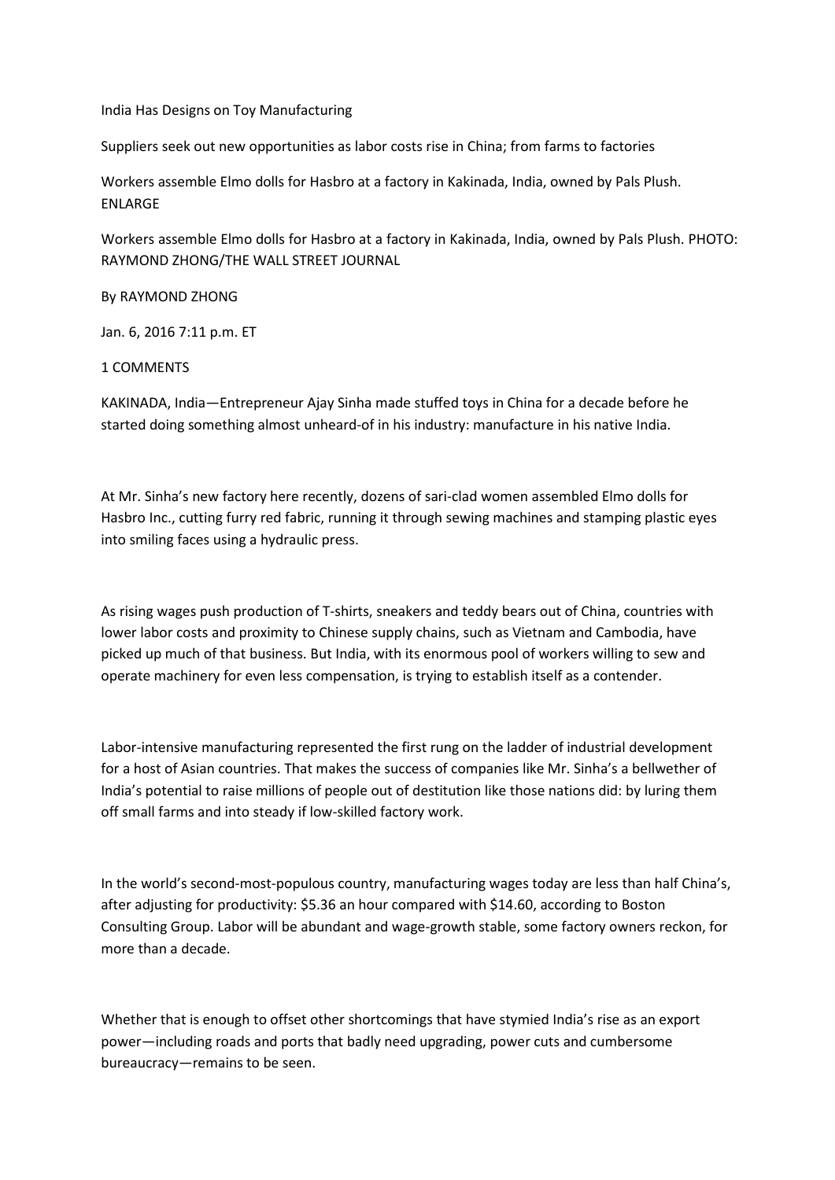# India Has Designs on Toy Manufacturing

Suppliers seek out new opportunities as labor costs rise in China; from farms to factories

Workers assemble Elmo dolls for Hasbro at a factory in Kakinada, India, owned by Pals Plush. ENLARGE

Workers assemble Elmo dolls for Hasbro at a factory in Kakinada, India, owned by Pals Plush. PHOTO: RAYMOND ZHONG/THE WALL STREET JOURNAL

By RAYMOND ZHONG

Jan. 6, 2016 7:11 p.m. ET

1 COMMENTS

KAKINADA, India—Entrepreneur Ajay Sinha made stuffed toys in China for a decade before he started doing something almost unheard-of in his industry: manufacture in his native India.

At Mr. Sinha's new factory here recently, dozens of sari-clad women assembled Elmo dolls for Hasbro Inc., cutting furry red fabric, running it through sewing machines and stamping plastic eyes into smiling faces using a hydraulic press.

As rising wages push production of T-shirts, sneakers and teddy bears out of China, countries with lower labor costs and proximity to Chinese supply chains, such as Vietnam and Cambodia, have picked up much of that business. But India, with its enormous pool of workers willing to sew and operate machinery for even less compensation, is trying to establish itself as a contender.

Labor-intensive manufacturing represented the first rung on the ladder of industrial development for a host of Asian countries. That makes the success of companies like Mr. Sinha's a bellwether of India's potential to raise millions of people out of destitution like those nations did: by luring them off small farms and into steady if low-skilled factory work.

In the world's second-most-populous country, manufacturing wages today are less than half China's, after adjusting for productivity: $5.36 an hour compared with $14.60, according to Boston Consulting Group. Labor will be abundant and wage-growth stable, some factory owners reckon, for more than a decade.

Whether that is enough to offset other shortcomings that have stymied India's rise as an export power—including roads and ports that badly need upgrading, power cuts and cumbersome bureaucracy—remains to be seen.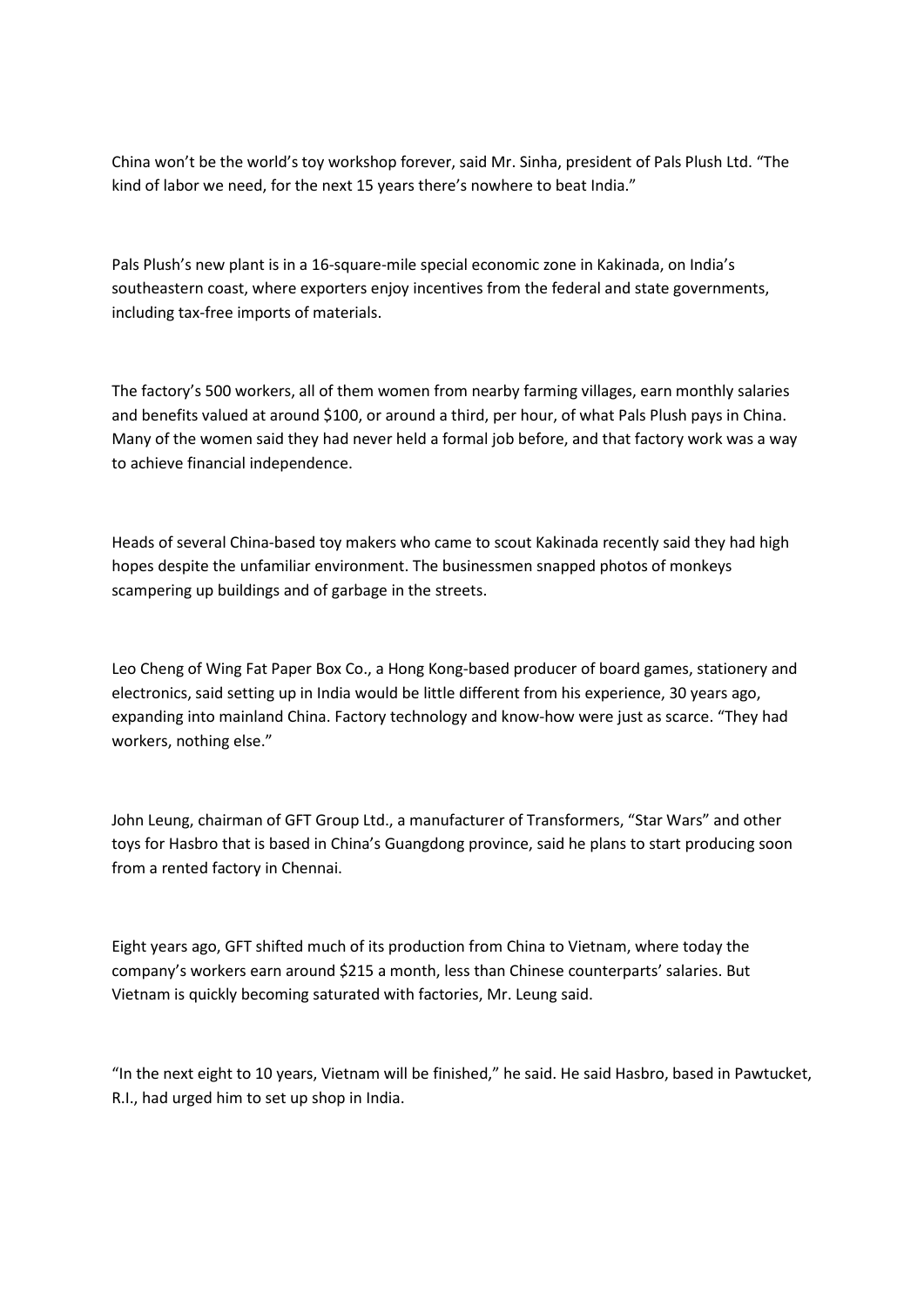China won't be the world's toy workshop forever, said Mr. Sinha, president of Pals Plush Ltd. "The kind of labor we need, for the next 15 years there's nowhere to beat India."

Pals Plush's new plant is in a 16-square-mile special economic zone in Kakinada, on India's southeastern coast, where exporters enjoy incentives from the federal and state governments, including tax-free imports of materials.

The factory's 500 workers, all of them women from nearby farming villages, earn monthly salaries and benefits valued at around $100, or around a third, per hour, of what Pals Plush pays in China. Many of the women said they had never held a formal job before, and that factory work was a way to achieve financial independence.

Heads of several China-based toy makers who came to scout Kakinada recently said they had high hopes despite the unfamiliar environment. The businessmen snapped photos of monkeys scampering up buildings and of garbage in the streets.

Leo Cheng of Wing Fat Paper Box Co., a Hong Kong-based producer of board games, stationery and electronics, said setting up in India would be little different from his experience, 30 years ago, expanding into mainland China. Factory technology and know-how were just as scarce. "They had workers, nothing else."

John Leung, chairman of GFT Group Ltd., a manufacturer of Transformers, "Star Wars" and other toys for Hasbro that is based in China's Guangdong province, said he plans to start producing soon from a rented factory in Chennai.

Eight years ago, GFT shifted much of its production from China to Vietnam, where today the company's workers earn around $215 a month, less than Chinese counterparts' salaries. But Vietnam is quickly becoming saturated with factories, Mr. Leung said.

"In the next eight to 10 years, Vietnam will be finished," he said. He said Hasbro, based in Pawtucket, R.I., had urged him to set up shop in India.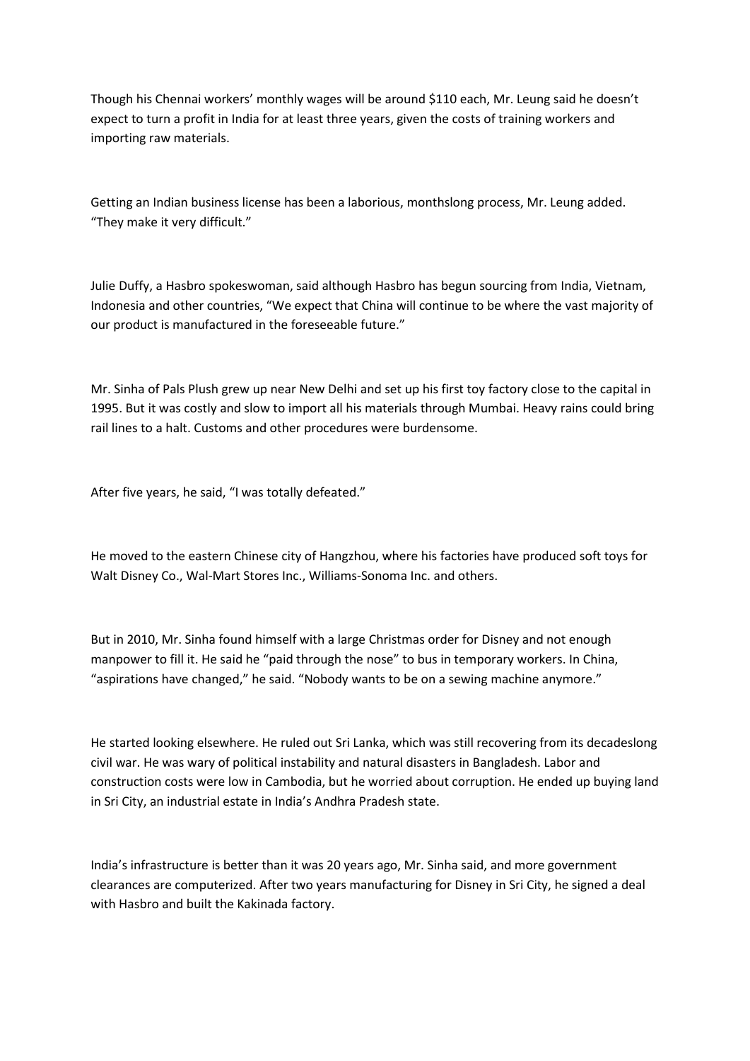Though his Chennai workers' monthly wages will be around $110 each, Mr. Leung said he doesn't expect to turn a profit in India for at least three years, given the costs of training workers and importing raw materials.

Getting an Indian business license has been a laborious, monthslong process, Mr. Leung added. "They make it very difficult."

Julie Duffy, a Hasbro spokeswoman, said although Hasbro has begun sourcing from India, Vietnam, Indonesia and other countries, "We expect that China will continue to be where the vast majority of our product is manufactured in the foreseeable future."

Mr. Sinha of Pals Plush grew up near New Delhi and set up his first toy factory close to the capital in 1995. But it was costly and slow to import all his materials through Mumbai. Heavy rains could bring rail lines to a halt. Customs and other procedures were burdensome.

After five years, he said, "I was totally defeated."

He moved to the eastern Chinese city of Hangzhou, where his factories have produced soft toys for Walt Disney Co., Wal-Mart Stores Inc., Williams-Sonoma Inc. and others.

But in 2010, Mr. Sinha found himself with a large Christmas order for Disney and not enough manpower to fill it. He said he "paid through the nose" to bus in temporary workers. In China, "aspirations have changed," he said. "Nobody wants to be on a sewing machine anymore."

He started looking elsewhere. He ruled out Sri Lanka, which was still recovering from its decadeslong civil war. He was wary of political instability and natural disasters in Bangladesh. Labor and construction costs were low in Cambodia, but he worried about corruption. He ended up buying land in Sri City, an industrial estate in India's Andhra Pradesh state.

India's infrastructure is better than it was 20 years ago, Mr. Sinha said, and more government clearances are computerized. After two years manufacturing for Disney in Sri City, he signed a deal with Hasbro and built the Kakinada factory.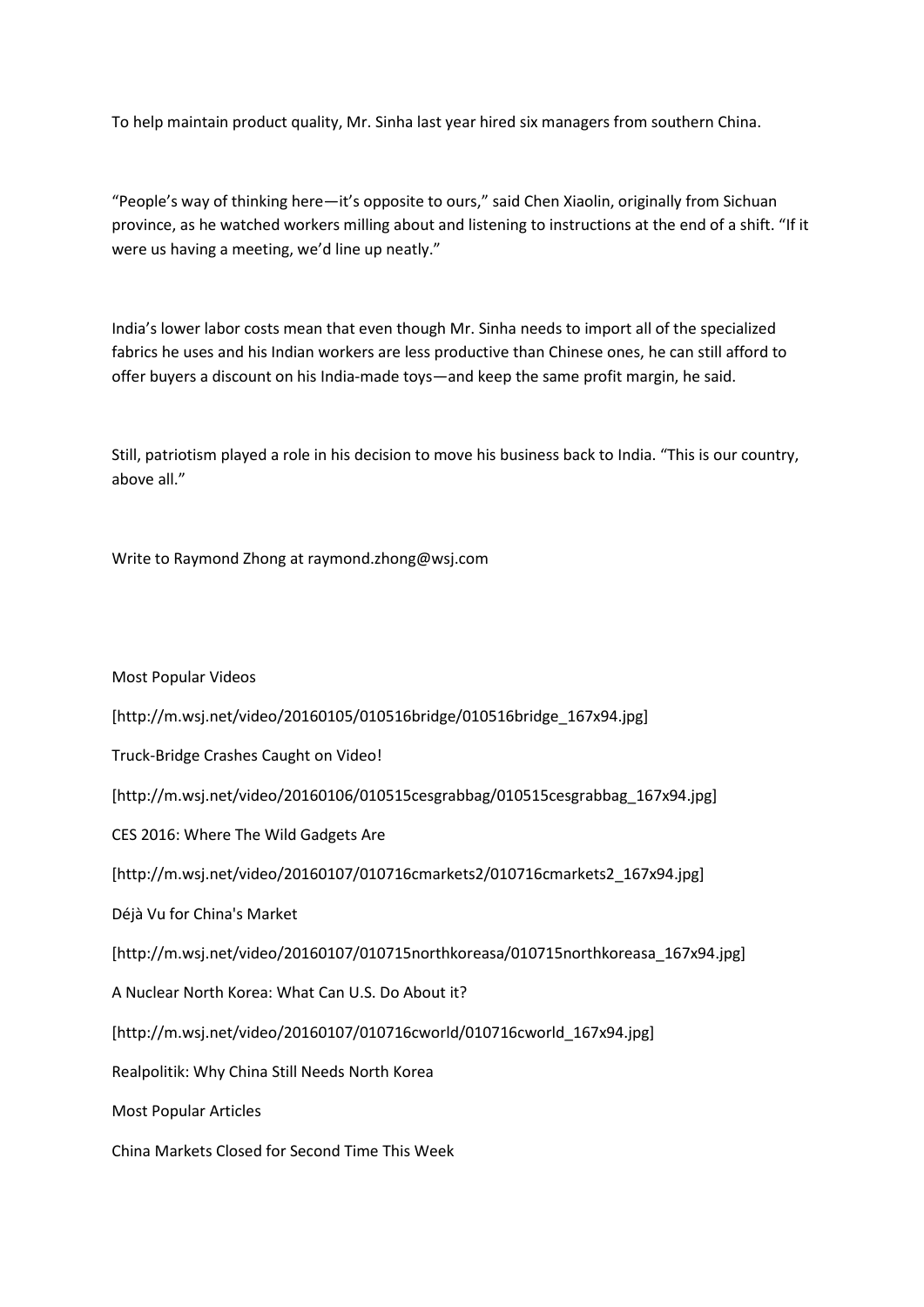To help maintain product quality, Mr. Sinha last year hired six managers from southern China.

"People's way of thinking here—it's opposite to ours," said Chen Xiaolin, originally from Sichuan province, as he watched workers milling about and listening to instructions at the end of a shift. "If it were us having a meeting, we'd line up neatly."

India's lower labor costs mean that even though Mr. Sinha needs to import all of the specialized fabrics he uses and his Indian workers are less productive than Chinese ones, he can still afford to offer buyers a discount on his India-made toys—and keep the same profit margin, he said.

Still, patriotism played a role in his decision to move his business back to India. "This is our country, above all."

Write to Raymond Zhong at raymond.zhong@wsj.com

Most Popular Videos

[http://m.wsj.net/video/20160105/010516bridge/010516bridge_167x94.jpg]

Truck-Bridge Crashes Caught on Video!

[http://m.wsj.net/video/20160106/010515cesgrabbag/010515cesgrabbag_167x94.jpg]

CES 2016: Where The Wild Gadgets Are

[http://m.wsj.net/video/20160107/010716cmarkets2/010716cmarkets2_167x94.jpg]

Déjà Vu for China's Market

[http://m.wsj.net/video/20160107/010715northkoreasa/010715northkoreasa_167x94.jpg]

A Nuclear North Korea: What Can U.S. Do About it?

[http://m.wsj.net/video/20160107/010716cworld/010716cworld_167x94.jpg]

Realpolitik: Why China Still Needs North Korea

Most Popular Articles

China Markets Closed for Second Time This Week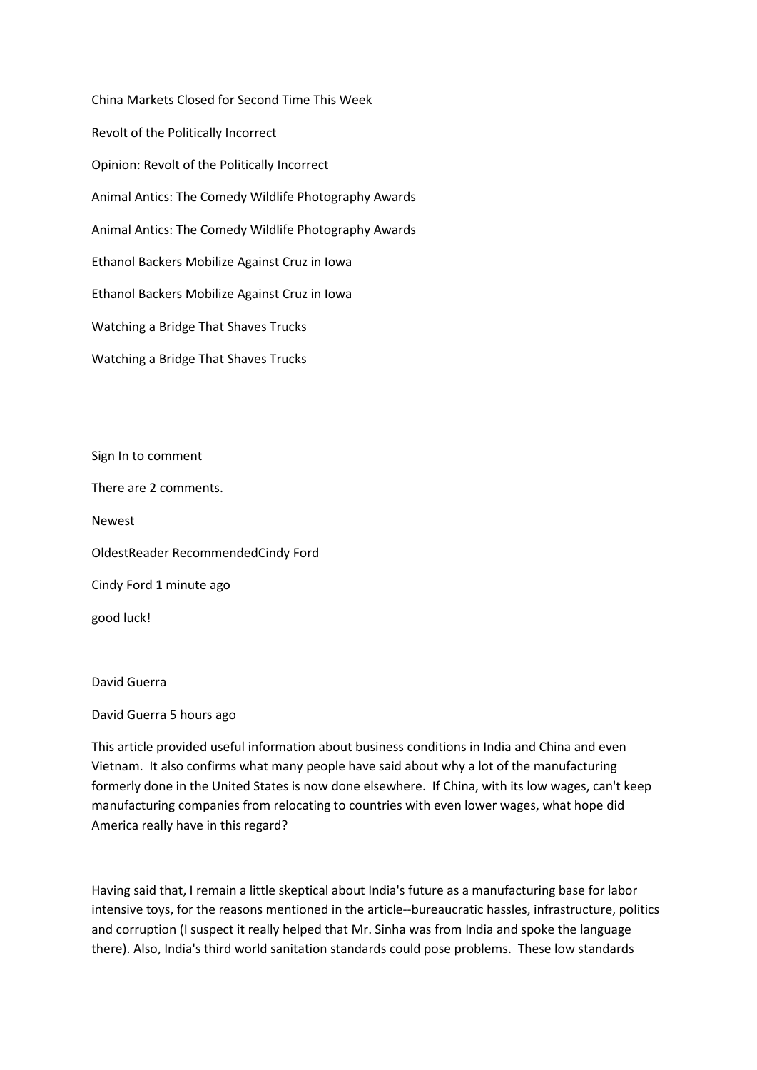China Markets Closed for Second Time This Week

Revolt of the Politically Incorrect

Opinion: Revolt of the Politically Incorrect

Animal Antics: The Comedy Wildlife Photography Awards

Animal Antics: The Comedy Wildlife Photography Awards

Ethanol Backers Mobilize Against Cruz in Iowa

Ethanol Backers Mobilize Against Cruz in Iowa

Watching a Bridge That Shaves Trucks

Watching a Bridge That Shaves Trucks

Sign In to comment

There are 2 comments.

Newest

OldestReader RecommendedCindy Ford

Cindy Ford 1 minute ago

good luck!

David Guerra

David Guerra 5 hours ago

This article provided useful information about business conditions in India and China and even Vietnam. It also confirms what many people have said about why a lot of the manufacturing formerly done in the United States is now done elsewhere. If China, with its low wages, can't keep manufacturing companies from relocating to countries with even lower wages, what hope did America really have in this regard?

Having said that, I remain a little skeptical about India's future as a manufacturing base for labor intensive toys, for the reasons mentioned in the article--bureaucratic hassles, infrastructure, politics and corruption (I suspect it really helped that Mr. Sinha was from India and spoke the language there). Also, India's third world sanitation standards could pose problems. These low standards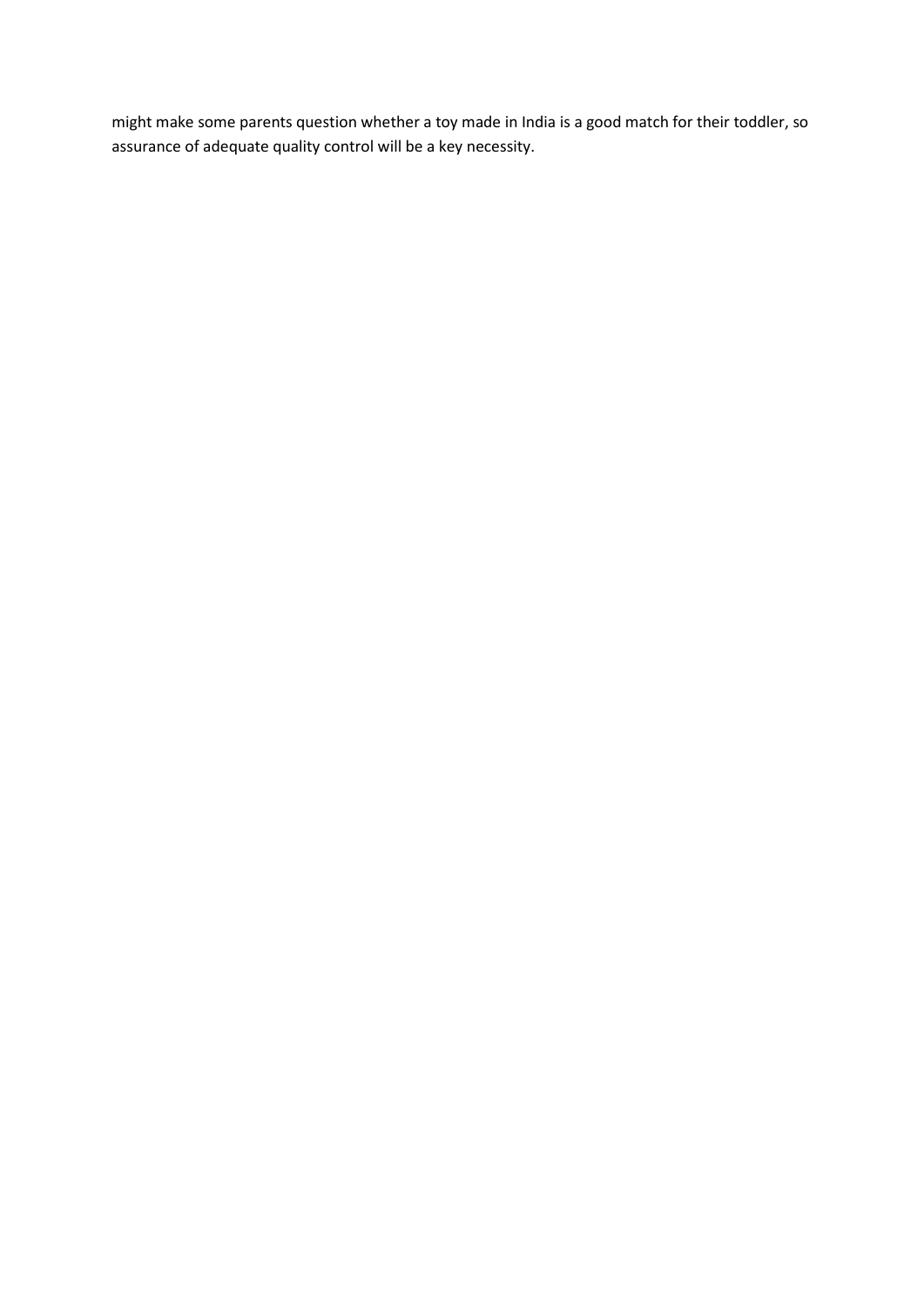might make some parents question whether a toy made in India is a good match for their toddler, so assurance of adequate quality control will be a key necessity.